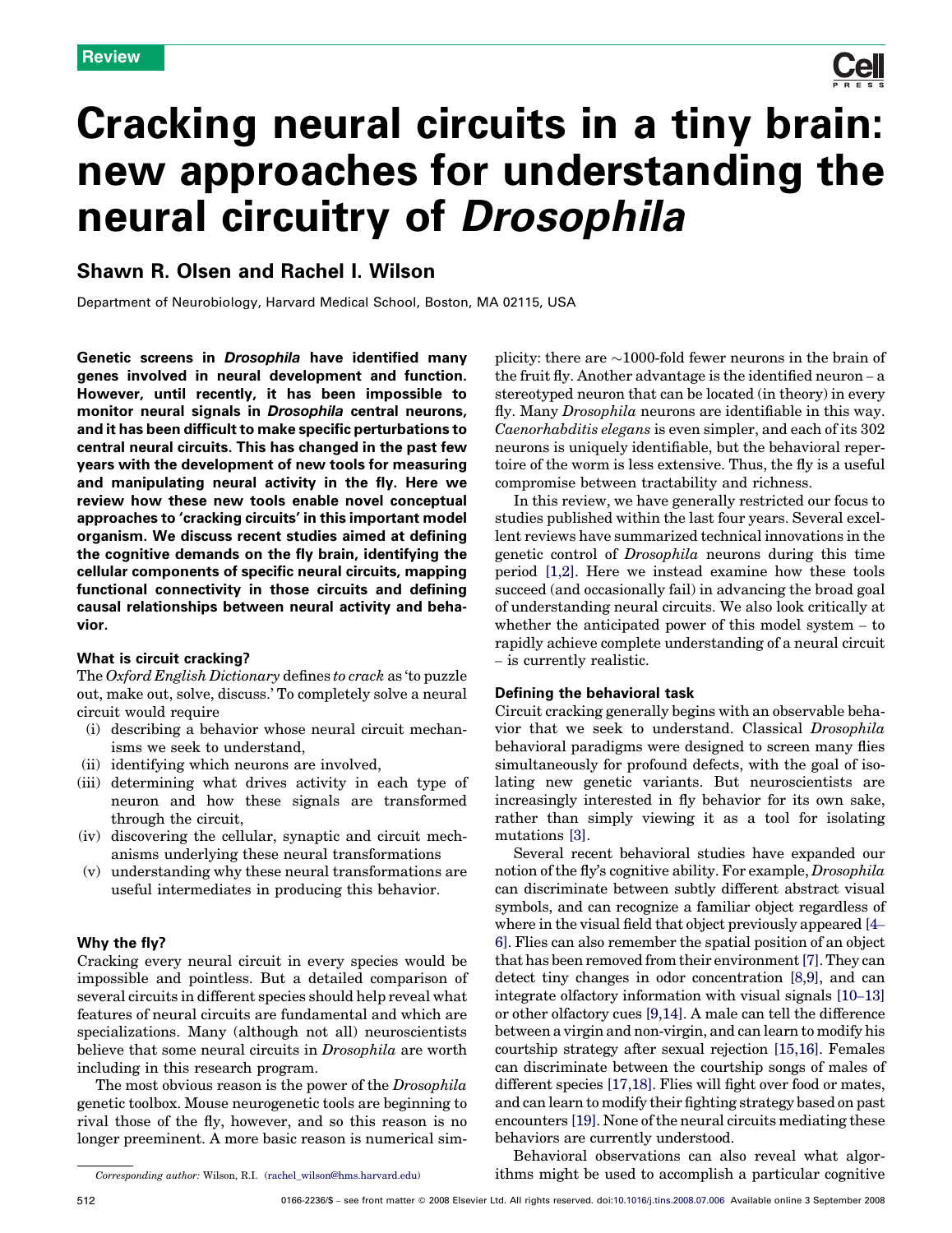Review

# Cracking neural circuits in a tiny brain: new approaches for understanding the neural circuitry of *Drosophila*

## Shawn R. Olsen and Rachel I. Wilson

Department of Neurobiology, Harvard Medical School, Boston, MA 02115, USA

**Genetic screens in *Drosophila* have identified many genes involved in neural development and function. However, until recently, it has been impossible to monitor neural signals in *Drosophila* central neurons, and it has been difficult to make specific perturbations to central neural circuits. This has changed in the past few years with the development of new tools for measuring and manipulating neural activity in the fly. Here we review how these new tools enable novel conceptual approaches to 'cracking circuits' in this important model organism. We discuss recent studies aimed at defining the cognitive demands on the fly brain, identifying the cellular components of specific neural circuits, mapping functional connectivity in those circuits and defining causal relationships between neural activity and behavior.**

### What is circuit cracking?

The *Oxford English Dictionary* defines *to crack* as 'to puzzle out, make out, solve, discuss.' To completely solve a neural circuit would require

- (i) describing a behavior whose neural circuit mechanisms we seek to understand,
- (ii) identifying which neurons are involved,
- (iii) determining what drives activity in each type of neuron and how these signals are transformed through the circuit,
- (iv) discovering the cellular, synaptic and circuit mechanisms underlying these neural transformations
- (v) understanding why these neural transformations are useful intermediates in producing this behavior.

### Why the fly?

Cracking every neural circuit in every species would be impossible and pointless. But a detailed comparison of several circuits in different species should help reveal what features of neural circuits are fundamental and which are specializations. Many (although not all) neuroscientists believe that some neural circuits in *Drosophila* are worth including in this research program.

The most obvious reason is the power of the *Drosophila* genetic toolbox. Mouse neurogenetic tools are beginning to rival those of the fly, however, and so this reason is no longer preeminent. A more basic reason is numerical simplicity: there are ~1000-fold fewer neurons in the brain of the fruit fly. Another advantage is the identified neuron – a stereotyped neuron that can be located (in theory) in every fly. Many *Drosophila* neurons are identifiable in this way. *Caenorhabditis elegans* is even simpler, and each of its 302 neurons is uniquely identifiable, but the behavioral repertoire of the worm is less extensive. Thus, the fly is a useful compromise between tractability and richness.

In this review, we have generally restricted our focus to studies published within the last four years. Several excellent reviews have summarized technical innovations in the genetic control of *Drosophila* neurons during this time period [1,2]. Here we instead examine how these tools succeed (and occasionally fail) in advancing the broad goal of understanding neural circuits. We also look critically at whether the anticipated power of this model system – to rapidly achieve complete understanding of a neural circuit – is currently realistic.

### Defining the behavioral task

Circuit cracking generally begins with an observable behavior that we seek to understand. Classical *Drosophila* behavioral paradigms were designed to screen many flies simultaneously for profound defects, with the goal of isolating new genetic variants. But neuroscientists are increasingly interested in fly behavior for its own sake, rather than simply viewing it as a tool for isolating mutations [3].

Several recent behavioral studies have expanded our notion of the fly's cognitive ability. For example, *Drosophila* can discriminate between subtly different abstract visual symbols, and can recognize a familiar object regardless of where in the visual field that object previously appeared [4–6]. Flies can also remember the spatial position of an object that has been removed from their environment [7]. They can detect tiny changes in odor concentration [8,9], and can integrate olfactory information with visual signals [10–13] or other olfactory cues [9,14]. A male can tell the difference between a virgin and non-virgin, and can learn to modify his courtship strategy after sexual rejection [15,16]. Females can discriminate between the courtship songs of males of different species [17,18]. Flies will fight over food or mates, and can learn to modify their fighting strategy based on past encounters [19]. None of the neural circuits mediating these behaviors are currently understood.

Behavioral observations can also reveal what algorithms might be used to accomplish a particular cognitive

Corresponding author: Wilson, R.I. (rachel_wilson@hms.harvard.edu)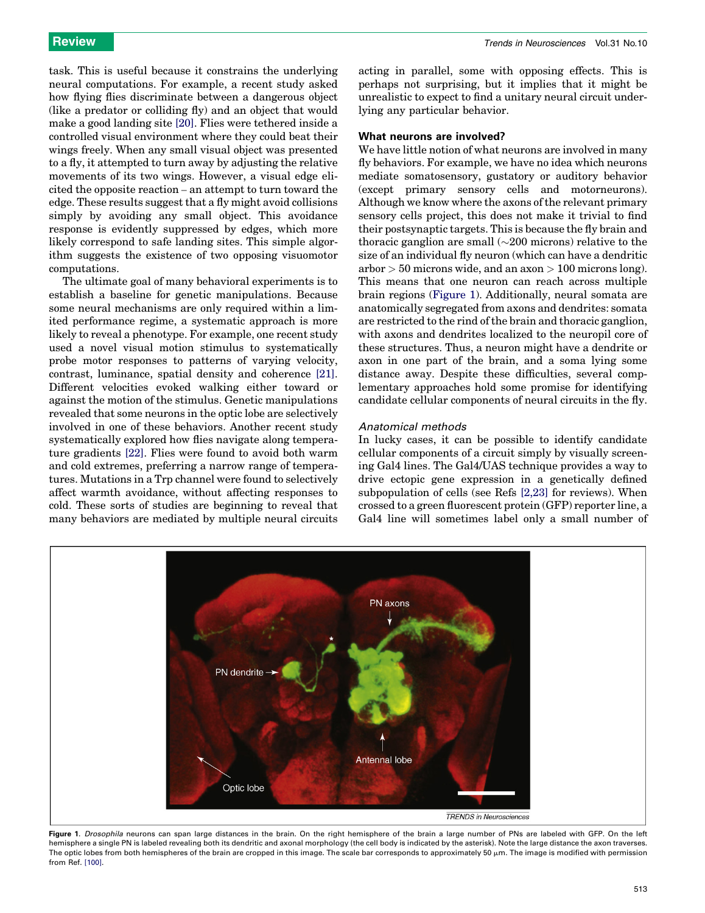task. This is useful because it constrains the underlying neural computations. For example, a recent study asked how flying flies discriminate between a dangerous object (like a predator or colliding fly) and an object that would make a good landing site [20]. Flies were tethered inside a controlled visual environment where they could beat their wings freely. When any small visual object was presented to a fly, it attempted to turn away by adjusting the relative movements of its two wings. However, a visual edge elicited the opposite reaction – an attempt to turn toward the edge. These results suggest that a fly might avoid collisions simply by avoiding any small object. This avoidance response is evidently suppressed by edges, which more likely correspond to safe landing sites. This simple algorithm suggests the existence of two opposing visuomotor computations.

The ultimate goal of many behavioral experiments is to establish a baseline for genetic manipulations. Because some neural mechanisms are only required within a limited performance regime, a systematic approach is more likely to reveal a phenotype. For example, one recent study used a novel visual motion stimulus to systematically probe motor responses to patterns of varying velocity, contrast, luminance, spatial density and coherence [21]. Different velocities evoked walking either toward or against the motion of the stimulus. Genetic manipulations revealed that some neurons in the optic lobe are selectively involved in one of these behaviors. Another recent study systematically explored how flies navigate along temperature gradients [22]. Flies were found to avoid both warm and cold extremes, preferring a narrow range of temperatures. Mutations in a Trp channel were found to selectively affect warmth avoidance, without affecting responses to cold. These sorts of studies are beginning to reveal that many behaviors are mediated by multiple neural circuits acting in parallel, some with opposing effects. This is perhaps not surprising, but it implies that it might be unrealistic to expect to find a unitary neural circuit underlying any particular behavior.

## What neurons are involved?

We have little notion of what neurons are involved in many fly behaviors. For example, we have no idea which neurons mediate somatosensory, gustatory or auditory behavior (except primary sensory cells and motorneurons). Although we know where the axons of the relevant primary sensory cells project, this does not make it trivial to find their postsynaptic targets. This is because the fly brain and thoracic ganglion are small (~200 microns) relative to the size of an individual fly neuron (which can have a dendritic arbor > 50 microns wide, and an axon > 100 microns long). This means that one neuron can reach across multiple brain regions (Figure 1). Additionally, neural somata are anatomically segregated from axons and dendrites: somata are restricted to the rind of the brain and thoracic ganglion, with axons and dendrites localized to the neuropil core of these structures. Thus, a neuron might have a dendrite or axon in one part of the brain, and a soma lying some distance away. Despite these difficulties, several complementary approaches hold some promise for identifying candidate cellular components of neural circuits in the fly.

### *Anatomical methods*

In lucky cases, it can be possible to identify candidate cellular components of a circuit simply by visually screening Gal4 lines. The Gal4/UAS technique provides a way to drive ectopic gene expression in a genetically defined subpopulation of cells (see Refs [2,23] for reviews). When crossed to a green fluorescent protein (GFP) reporter line, a Gal4 line will sometimes label only a small number of

**Figure 1.** *Drosophila* neurons can span large distances in the brain. On the right hemisphere of the brain a large number of PNs are labeled with GFP. On the left hemisphere a single PN is labeled revealing both its dendritic and axonal morphology (the cell body is indicated by the asterisk). Note the large distance the axon traverses. The optic lobes from both hemispheres of the brain are cropped in this image. The scale bar corresponds to approximately 50 μm. The image is modified with permission from Ref. [100].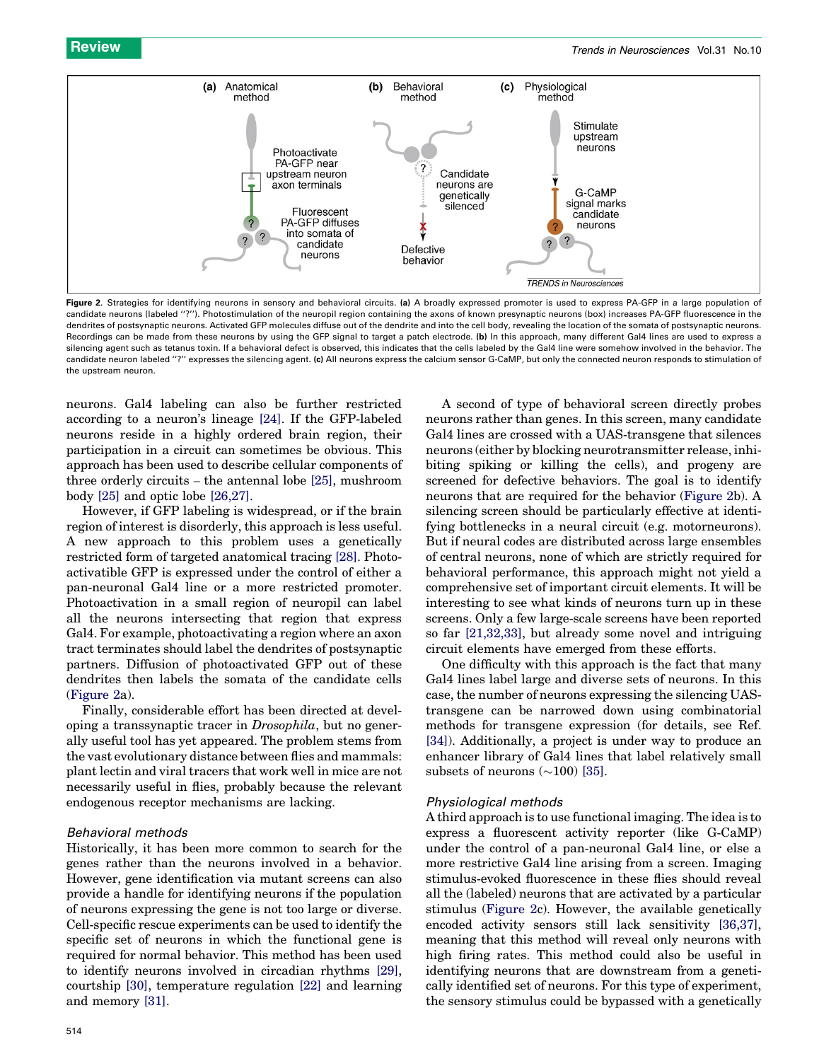Figure 2. Strategies for identifying neurons in sensory and behavioral circuits. **(a)** A broadly expressed promoter is used to express PA-GFP in a large population of candidate neurons (labeled ''?''). Photostimulation of the neuropil region containing the axons of known presynaptic neurons (box) increases PA-GFP fluorescence in the dendrites of postsynaptic neurons. Activated GFP molecules diffuse out of the dendrite and into the cell body, revealing the location of the somata of postsynaptic neurons. Recordings can be made from these neurons by using the GFP signal to target a patch electrode. **(b)** In this approach, many different Gal4 lines are used to express a silencing agent such as tetanus toxin. If a behavioral defect is observed, this indicates that the cells labeled by the Gal4 line were somehow involved in the behavior. The candidate neuron labeled ''?'' expresses the silencing agent. **(c)** All neurons express the calcium sensor G-CaMP, but only the connected neuron responds to stimulation of the upstream neuron.

neurons. Gal4 labeling can also be further restricted according to a neuron's lineage [24]. If the GFP-labeled neurons reside in a highly ordered brain region, their participation in a circuit can sometimes be obvious. This approach has been used to describe cellular components of three orderly circuits – the antennal lobe [25], mushroom body [25] and optic lobe [26,27].

However, if GFP labeling is widespread, or if the brain region of interest is disorderly, this approach is less useful. A new approach to this problem uses a genetically restricted form of targeted anatomical tracing [28]. Photoactivatible GFP is expressed under the control of either a pan-neuronal Gal4 line or a more restricted promoter. Photoactivation in a small region of neuropil can label all the neurons intersecting that region that express Gal4. For example, photoactivating a region where an axon tract terminates should label the dendrites of postsynaptic partners. Diffusion of photoactivated GFP out of these dendrites then labels the somata of the candidate cells (Figure 2a).

Finally, considerable effort has been directed at developing a transsynaptic tracer in *Drosophila*, but no generally useful tool has yet appeared. The problem stems from the vast evolutionary distance between flies and mammals: plant lectin and viral tracers that work well in mice are not necessarily useful in flies, probably because the relevant endogenous receptor mechanisms are lacking.

### *Behavioral methods*

Historically, it has been more common to search for the genes rather than the neurons involved in a behavior. However, gene identification via mutant screens can also provide a handle for identifying neurons if the population of neurons expressing the gene is not too large or diverse. Cell-specific rescue experiments can be used to identify the specific set of neurons in which the functional gene is required for normal behavior. This method has been used to identify neurons involved in circadian rhythms [29], courtship [30], temperature regulation [22] and learning and memory [31].

A second of type of behavioral screen directly probes neurons rather than genes. In this screen, many candidate Gal4 lines are crossed with a UAS-transgene that silences neurons (either by blocking neurotransmitter release, inhibiting spiking or killing the cells), and progeny are screened for defective behaviors. The goal is to identify neurons that are required for the behavior (Figure 2b). A silencing screen should be particularly effective at identifying bottlenecks in a neural circuit (e.g. motorneurons). But if neural codes are distributed across large ensembles of central neurons, none of which are strictly required for behavioral performance, this approach might not yield a comprehensive set of important circuit elements. It will be interesting to see what kinds of neurons turn up in these screens. Only a few large-scale screens have been reported so far [21,32,33], but already some novel and intriguing circuit elements have emerged from these efforts.

One difficulty with this approach is the fact that many Gal4 lines label large and diverse sets of neurons. In this case, the number of neurons expressing the silencing UAS-transgene can be narrowed down using combinatorial methods for transgene expression (for details, see Ref. [34]). Additionally, a project is under way to produce an enhancer library of Gal4 lines that label relatively small subsets of neurons (~100) [35].

### *Physiological methods*

A third approach is to use functional imaging. The idea is to express a fluorescent activity reporter (like G-CaMP) under the control of a pan-neuronal Gal4 line, or else a more restrictive Gal4 line arising from a screen. Imaging stimulus-evoked fluorescence in these flies should reveal all the (labeled) neurons that are activated by a particular stimulus (Figure 2c). However, the available genetically encoded activity sensors still lack sensitivity [36,37], meaning that this method will reveal only neurons with high firing rates. This method could also be useful in identifying neurons that are downstream from a genetically identified set of neurons. For this type of experiment, the sensory stimulus could be bypassed with a genetically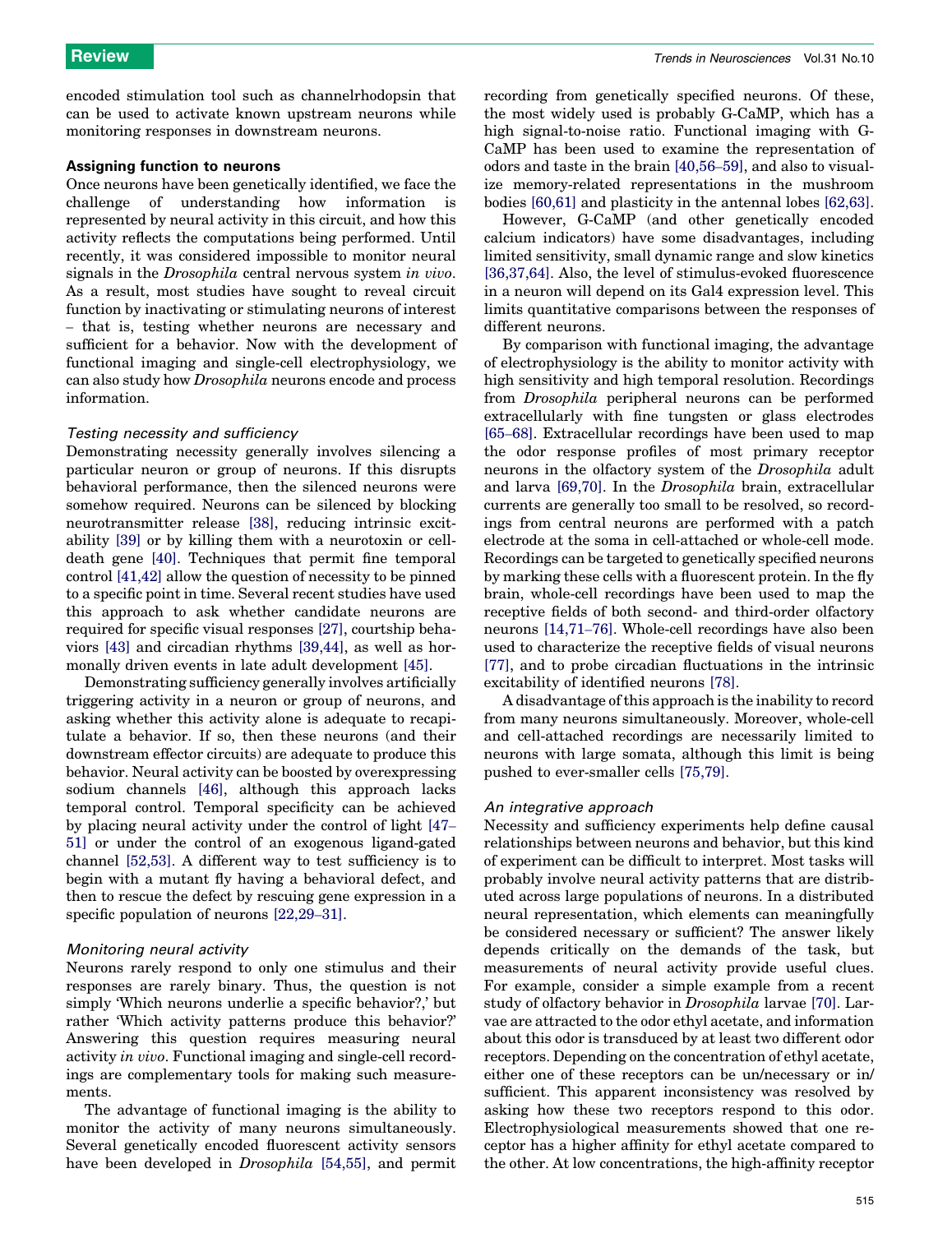encoded stimulation tool such as channelrhodopsin that can be used to activate known upstream neurons while monitoring responses in downstream neurons.

## Assigning function to neurons

Once neurons have been genetically identified, we face the challenge of understanding how information is represented by neural activity in this circuit, and how this activity reflects the computations being performed. Until recently, it was considered impossible to monitor neural signals in the *Drosophila* central nervous system *in vivo*. As a result, most studies have sought to reveal circuit function by inactivating or stimulating neurons of interest – that is, testing whether neurons are necessary and sufficient for a behavior. Now with the development of functional imaging and single-cell electrophysiology, we can also study how *Drosophila* neurons encode and process information.

### *Testing necessity and sufficiency*

Demonstrating necessity generally involves silencing a particular neuron or group of neurons. If this disrupts behavioral performance, then the silenced neurons were somehow required. Neurons can be silenced by blocking neurotransmitter release [38], reducing intrinsic excitability [39] or by killing them with a neurotoxin or cell-death gene [40]. Techniques that permit fine temporal control [41,42] allow the question of necessity to be pinned to a specific point in time. Several recent studies have used this approach to ask whether candidate neurons are required for specific visual responses [27], courtship behaviors [43] and circadian rhythms [39,44], as well as hormonally driven events in late adult development [45].

Demonstrating sufficiency generally involves artificially triggering activity in a neuron or group of neurons, and asking whether this activity alone is adequate to recapitulate a behavior. If so, then these neurons (and their downstream effector circuits) are adequate to produce this behavior. Neural activity can be boosted by overexpressing sodium channels [46], although this approach lacks temporal control. Temporal specificity can be achieved by placing neural activity under the control of light [47–51] or under the control of an exogenous ligand-gated channel [52,53]. A different way to test sufficiency is to begin with a mutant fly having a behavioral defect, and then to rescue the defect by rescuing gene expression in a specific population of neurons [22,29–31].

### *Monitoring neural activity*

Neurons rarely respond to only one stimulus and their responses are rarely binary. Thus, the question is not simply 'Which neurons underlie a specific behavior?,' but rather 'Which activity patterns produce this behavior?' Answering this question requires measuring neural activity *in vivo*. Functional imaging and single-cell recordings are complementary tools for making such measurements.

The advantage of functional imaging is the ability to monitor the activity of many neurons simultaneously. Several genetically encoded fluorescent activity sensors have been developed in *Drosophila* [54,55], and permit recording from genetically specified neurons. Of these, the most widely used is probably G-CaMP, which has a high signal-to-noise ratio. Functional imaging with G-CaMP has been used to examine the representation of odors and taste in the brain [40,56–59], and also to visualize memory-related representations in the mushroom bodies [60,61] and plasticity in the antennal lobes [62,63].

However, G-CaMP (and other genetically encoded calcium indicators) have some disadvantages, including limited sensitivity, small dynamic range and slow kinetics [36,37,64]. Also, the level of stimulus-evoked fluorescence in a neuron will depend on its Gal4 expression level. This limits quantitative comparisons between the responses of different neurons.

By comparison with functional imaging, the advantage of electrophysiology is the ability to monitor activity with high sensitivity and high temporal resolution. Recordings from *Drosophila* peripheral neurons can be performed extracellularly with fine tungsten or glass electrodes [65–68]. Extracellular recordings have been used to map the odor response profiles of most primary receptor neurons in the olfactory system of the *Drosophila* adult and larva [69,70]. In the *Drosophila* brain, extracellular currents are generally too small to be resolved, so recordings from central neurons are performed with a patch electrode at the soma in cell-attached or whole-cell mode. Recordings can be targeted to genetically specified neurons by marking these cells with a fluorescent protein. In the fly brain, whole-cell recordings have been used to map the receptive fields of both second- and third-order olfactory neurons [14,71–76]. Whole-cell recordings have also been used to characterize the receptive fields of visual neurons [77], and to probe circadian fluctuations in the intrinsic excitability of identified neurons [78].

A disadvantage of this approach is the inability to record from many neurons simultaneously. Moreover, whole-cell and cell-attached recordings are necessarily limited to neurons with large somata, although this limit is being pushed to ever-smaller cells [75,79].

### *An integrative approach*

Necessity and sufficiency experiments help define causal relationships between neurons and behavior, but this kind of experiment can be difficult to interpret. Most tasks will probably involve neural activity patterns that are distributed across large populations of neurons. In a distributed neural representation, which elements can meaningfully be considered necessary or sufficient? The answer likely depends critically on the demands of the task, but measurements of neural activity provide useful clues. For example, consider a simple example from a recent study of olfactory behavior in *Drosophila* larvae [70]. Larvae are attracted to the odor ethyl acetate, and information about this odor is transduced by at least two different odor receptors. Depending on the concentration of ethyl acetate, either one of these receptors can be un/necessary or in/sufficient. This apparent inconsistency was resolved by asking how these two receptors respond to this odor. Electrophysiological measurements showed that one receptor has a higher affinity for ethyl acetate compared to the other. At low concentrations, the high-affinity receptor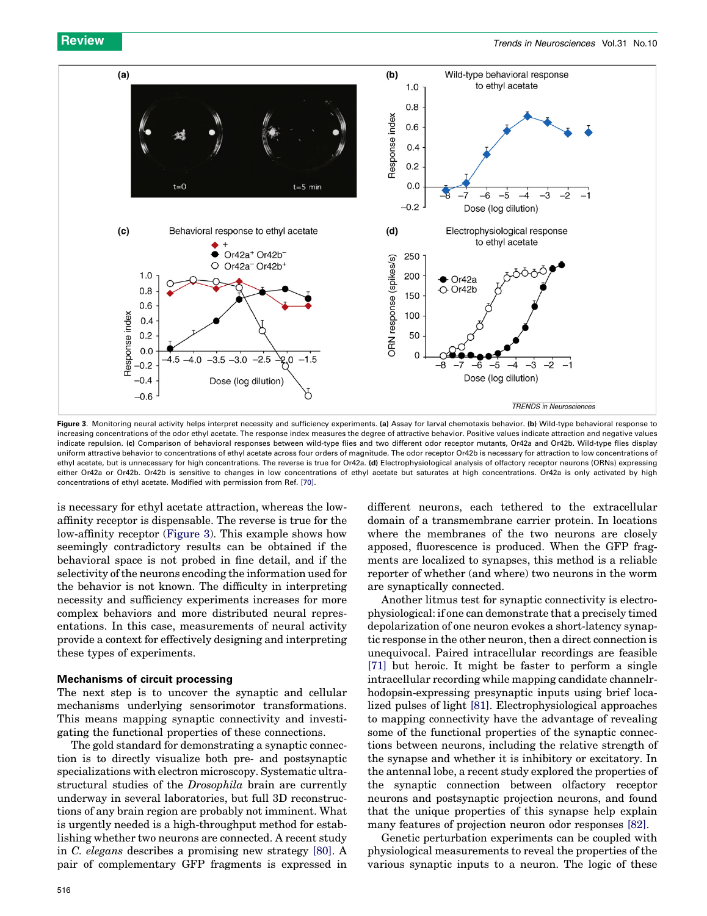Figure 3. Monitoring neural activity helps interpret necessity and sufficiency experiments. **(a)** Assay for larval chemotaxis behavior. **(b)** Wild-type behavioral response to increasing concentrations of the odor ethyl acetate. The response index measures the degree of attractive behavior. Positive values indicate attraction and negative values indicate repulsion. **(c)** Comparison of behavioral responses between wild-type flies and two different odor receptor mutants, Or42a and Or42b. Wild-type flies display uniform attractive behavior to concentrations of ethyl acetate across four orders of magnitude. The odor receptor Or42b is necessary for attraction to low concentrations of ethyl acetate, but is unnecessary for high concentrations. The reverse is true for Or42a. **(d)** Electrophysiological analysis of olfactory receptor neurons (ORNs) expressing either Or42a or Or42b. Or42b is sensitive to changes in low concentrations of ethyl acetate but saturates at high concentrations. Or42a is only activated by high concentrations of ethyl acetate. Modified with permission from Ref. [70].

is necessary for ethyl acetate attraction, whereas the low-affinity receptor is dispensable. The reverse is true for the low-affinity receptor (Figure 3). This example shows how seemingly contradictory results can be obtained if the behavioral space is not probed in fine detail, and if the selectivity of the neurons encoding the information used for the behavior is not known. The difficulty in interpreting necessity and sufficiency experiments increases for more complex behaviors and more distributed neural representations. In this case, measurements of neural activity provide a context for effectively designing and interpreting these types of experiments.

## Mechanisms of circuit processing

The next step is to uncover the synaptic and cellular mechanisms underlying sensorimotor transformations. This means mapping synaptic connectivity and investigating the functional properties of these connections.

The gold standard for demonstrating a synaptic connection is to directly visualize both pre- and postsynaptic specializations with electron microscopy. Systematic ultrastructural studies of the *Drosophila* brain are currently underway in several laboratories, but full 3D reconstructions of any brain region are probably not imminent. What is urgently needed is a high-throughput method for establishing whether two neurons are connected. A recent study in *C. elegans* describes a promising new strategy [80]. A pair of complementary GFP fragments is expressed in different neurons, each tethered to the extracellular domain of a transmembrane carrier protein. In locations where the membranes of the two neurons are closely apposed, fluorescence is produced. When the GFP fragments are localized to synapses, this method is a reliable reporter of whether (and where) two neurons in the worm are synaptically connected.

Another litmus test for synaptic connectivity is electrophysiological: if one can demonstrate that a precisely timed depolarization of one neuron evokes a short-latency synaptic response in the other neuron, then a direct connection is unequivocal. Paired intracellular recordings are feasible [71] but heroic. It might be faster to perform a single intracellular recording while mapping candidate channelrhodopsin-expressing presynaptic inputs using brief localized pulses of light [81]. Electrophysiological approaches to mapping connectivity have the advantage of revealing some of the functional properties of the synaptic connections between neurons, including the relative strength of the synapse and whether it is inhibitory or excitatory. In the antennal lobe, a recent study explored the properties of the synaptic connection between olfactory receptor neurons and postsynaptic projection neurons, and found that the unique properties of this synapse help explain many features of projection neuron odor responses [82].

Genetic perturbation experiments can be coupled with physiological measurements to reveal the properties of the various synaptic inputs to a neuron. The logic of these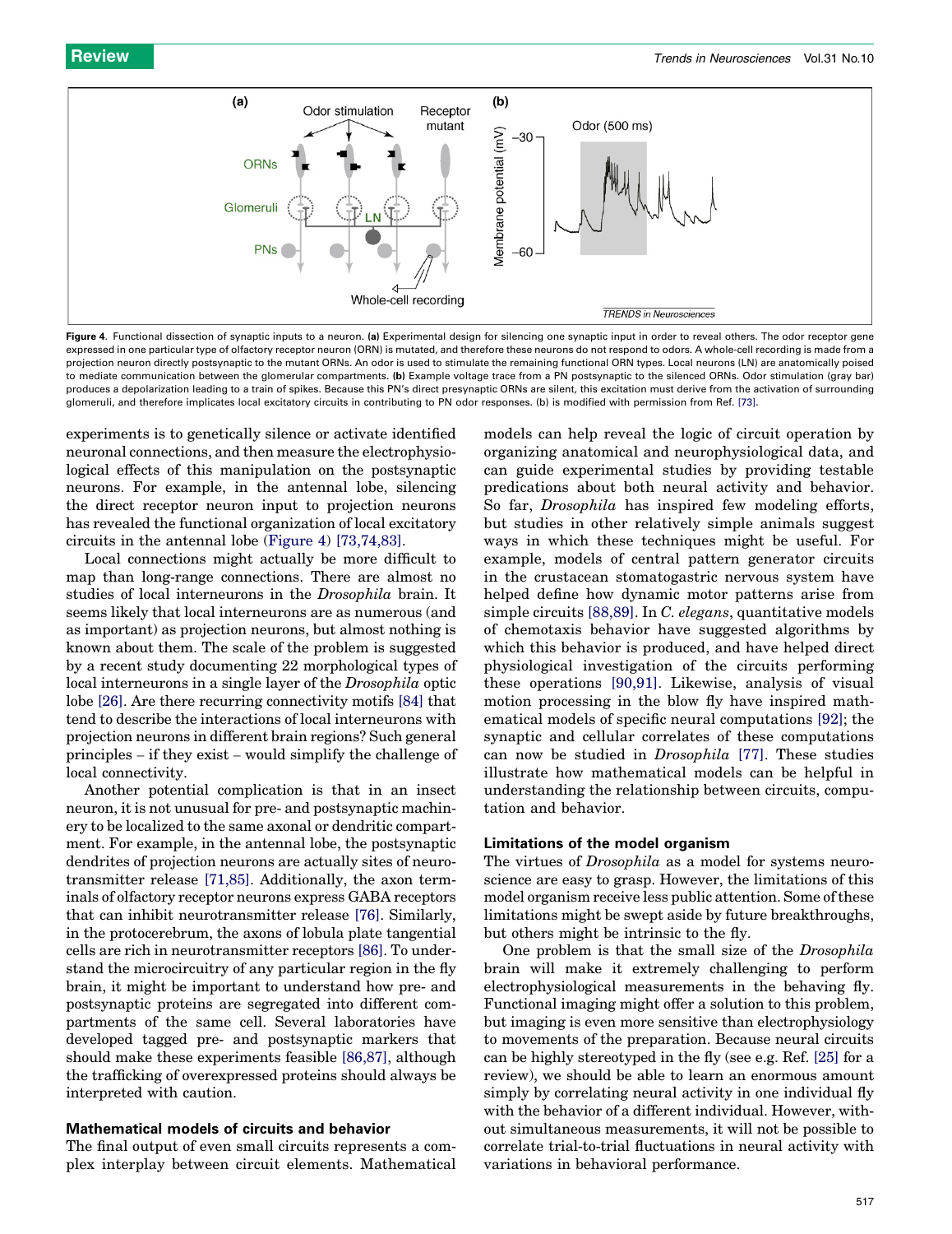Figure 4. Functional dissection of synaptic inputs to a neuron. **(a)** Experimental design for silencing one synaptic input in order to reveal others. The odor receptor gene expressed in one particular type of olfactory receptor neuron (ORN) is mutated, and therefore these neurons do not respond to odors. A whole-cell recording is made from a projection neuron directly postsynaptic to the mutant ORNs. An odor is used to stimulate the remaining functional ORN types. Local neurons (LN) are anatomically poised to mediate communication between the glomerular compartments. **(b)** Example voltage trace from a PN postsynaptic to the silenced ORNs. Odor stimulation (gray bar) produces a depolarization leading to a train of spikes. Because this PN's direct presynaptic ORNs are silent, this excitation must derive from the activation of surrounding glomeruli, and therefore implicates local excitatory circuits in contributing to PN odor responses. (b) is modified with permission from Ref. [73].

experiments is to genetically silence or activate identified neuronal connections, and then measure the electrophysiological effects of this manipulation on the postsynaptic neurons. For example, in the antennal lobe, silencing the direct receptor neuron input to projection neurons has revealed the functional organization of local excitatory circuits in the antennal lobe (Figure 4) [73,74,83].

Local connections might actually be more difficult to map than long-range connections. There are almost no studies of local interneurons in the *Drosophila* brain. It seems likely that local interneurons are as numerous (and as important) as projection neurons, but almost nothing is known about them. The scale of the problem is suggested by a recent study documenting 22 morphological types of local interneurons in a single layer of the *Drosophila* optic lobe [26]. Are there recurring connectivity motifs [84] that tend to describe the interactions of local interneurons with projection neurons in different brain regions? Such general principles – if they exist – would simplify the challenge of local connectivity.

Another potential complication is that in an insect neuron, it is not unusual for pre- and postsynaptic machinery to be localized to the same axonal or dendritic compartment. For example, in the antennal lobe, the postsynaptic dendrites of projection neurons are actually sites of neurotransmitter release [71,85]. Additionally, the axon terminals of olfactory receptor neurons express GABA receptors that can inhibit neurotransmitter release [76]. Similarly, in the protocerebrum, the axons of lobula plate tangential cells are rich in neurotransmitter receptors [86]. To understand the microcircuitry of any particular region in the fly brain, it might be important to understand how pre- and postsynaptic proteins are segregated into different compartments of the same cell. Several laboratories have developed tagged pre- and postsynaptic markers that should make these experiments feasible [86,87], although the trafficking of overexpressed proteins should always be interpreted with caution.

### Mathematical models of circuits and behavior

The final output of even small circuits represents a complex interplay between circuit elements. Mathematical models can help reveal the logic of circuit operation by organizing anatomical and neurophysiological data, and can guide experimental studies by providing testable predications about both neural activity and behavior. So far, *Drosophila* has inspired few modeling efforts, but studies in other relatively simple animals suggest ways in which these techniques might be useful. For example, models of central pattern generator circuits in the crustacean stomatogastric nervous system have helped define how dynamic motor patterns arise from simple circuits [88,89]. In *C. elegans*, quantitative models of chemotaxis behavior have suggested algorithms by which this behavior is produced, and have helped direct physiological investigation of the circuits performing these operations [90,91]. Likewise, analysis of visual motion processing in the blow fly have inspired mathematical models of specific neural computations [92]; the synaptic and cellular correlates of these computations can now be studied in *Drosophila* [77]. These studies illustrate how mathematical models can be helpful in understanding the relationship between circuits, computation and behavior.

### Limitations of the model organism

The virtues of *Drosophila* as a model for systems neuroscience are easy to grasp. However, the limitations of this model organism receive less public attention. Some of these limitations might be swept aside by future breakthroughs, but others might be intrinsic to the fly.

One problem is that the small size of the *Drosophila* brain will make it extremely challenging to perform electrophysiological measurements in the behaving fly. Functional imaging might offer a solution to this problem, but imaging is even more sensitive than electrophysiology to movements of the preparation. Because neural circuits can be highly stereotyped in the fly (see e.g. Ref. [25] for a review), we should be able to learn an enormous amount simply by correlating neural activity in one individual fly with the behavior of a different individual. However, without simultaneous measurements, it will not be possible to correlate trial-to-trial fluctuations in neural activity with variations in behavioral performance.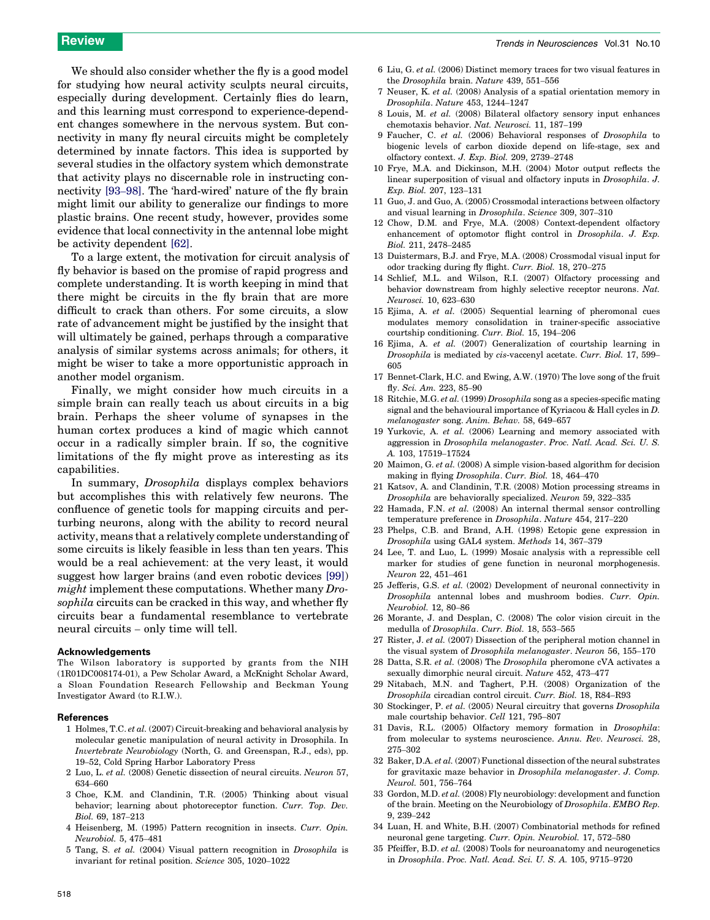We should also consider whether the fly is a good model for studying how neural activity sculpts neural circuits, especially during development. Certainly flies do learn, and this learning must correspond to experience-dependent changes somewhere in the nervous system. But connectivity in many fly neural circuits might be completely determined by innate factors. This idea is supported by several studies in the olfactory system which demonstrate that activity plays no discernable role in instructing connectivity [93–98]. The 'hard-wired' nature of the fly brain might limit our ability to generalize our findings to more plastic brains. One recent study, however, provides some evidence that local connectivity in the antennal lobe might be activity dependent [62].

To a large extent, the motivation for circuit analysis of fly behavior is based on the promise of rapid progress and complete understanding. It is worth keeping in mind that there might be circuits in the fly brain that are more difficult to crack than others. For some circuits, a slow rate of advancement might be justified by the insight that will ultimately be gained, perhaps through a comparative analysis of similar systems across animals; for others, it might be wiser to take a more opportunistic approach in another model organism.

Finally, we might consider how much circuits in a simple brain can really teach us about circuits in a big brain. Perhaps the sheer volume of synapses in the human cortex produces a kind of magic which cannot occur in a radically simpler brain. If so, the cognitive limitations of the fly might prove as interesting as its capabilities.

In summary, *Drosophila* displays complex behaviors but accomplishes this with relatively few neurons. The confluence of genetic tools for mapping circuits and perturbing neurons, along with the ability to record neural activity, means that a relatively complete understanding of some circuits is likely feasible in less than ten years. This would be a real achievement: at the very least, it would suggest how larger brains (and even robotic devices [99]) *might* implement these computations. Whether many *Drosophila* circuits can be cracked in this way, and whether fly circuits bear a fundamental resemblance to vertebrate neural circuits – only time will tell.

## Acknowledgements

The Wilson laboratory is supported by grants from the NIH (1R01DC008174-01), a Pew Scholar Award, a McKnight Scholar Award, a Sloan Foundation Research Fellowship and Beckman Young Investigator Award (to R.I.W.).

## References

1 Holmes, T.C. *et al.* (2007) Circuit-breaking and behavioral analysis by molecular genetic manipulation of neural activity in Drosophila. In *Invertebrate Neurobiology* (North, G. and Greenspan, R.J., eds), pp. 19–52, Cold Spring Harbor Laboratory Press

2 Luo, L. *et al.* (2008) Genetic dissection of neural circuits. *Neuron* 57, 634–660

3 Choe, K.M. and Clandinin, T.R. (2005) Thinking about visual behavior; learning about photoreceptor function. *Curr. Top. Dev. Biol.* 69, 187–213

4 Heisenberg, M. (1995) Pattern recognition in insects. *Curr. Opin. Neurobiol.* 5, 475–481

5 Tang, S. *et al.* (2004) Visual pattern recognition in *Drosophila* is invariant for retinal position. *Science* 305, 1020–1022

6 Liu, G. *et al.* (2006) Distinct memory traces for two visual features in the *Drosophila* brain. *Nature* 439, 551–556

7 Neuser, K. *et al.* (2008) Analysis of a spatial orientation memory in *Drosophila*. *Nature* 453, 1244–1247

8 Louis, M. *et al.* (2008) Bilateral olfactory sensory input enhances chemotaxis behavior. *Nat. Neurosci.* 11, 187–199

9 Faucher, C. *et al.* (2006) Behavioral responses of *Drosophila* to biogenic levels of carbon dioxide depend on life-stage, sex and olfactory context. *J. Exp. Biol.* 209, 2739–2748

10 Frye, M.A. and Dickinson, M.H. (2004) Motor output reflects the linear superposition of visual and olfactory inputs in *Drosophila*. *J. Exp. Biol.* 207, 123–131

11 Guo, J. and Guo, A. (2005) Crossmodal interactions between olfactory and visual learning in *Drosophila*. *Science* 309, 307–310

12 Chow, D.M. and Frye, M.A. (2008) Context-dependent olfactory enhancement of optomotor flight control in *Drosophila*. *J. Exp. Biol.* 211, 2478–2485

13 Duistermars, B.J. and Frye, M.A. (2008) Crossmodal visual input for odor tracking during fly flight. *Curr. Biol.* 18, 270–275

14 Schlief, M.L. and Wilson, R.I. (2007) Olfactory processing and behavior downstream from highly selective receptor neurons. *Nat. Neurosci.* 10, 623–630

15 Ejima, A. *et al.* (2005) Sequential learning of pheromonal cues modulates memory consolidation in trainer-specific associative courtship conditioning. *Curr. Biol.* 15, 194–206

16 Ejima, A. *et al.* (2007) Generalization of courtship learning in *Drosophila* is mediated by *cis*-vaccenyl acetate. *Curr. Biol.* 17, 599–605

17 Bennet-Clark, H.C. and Ewing, A.W. (1970) The love song of the fruit fly. *Sci. Am.* 223, 85–90

18 Ritchie, M.G. *et al.* (1999) *Drosophila* song as a species-specific mating signal and the behavioural importance of Kyriacou & Hall cycles in *D. melanogaster* song. *Anim. Behav.* 58, 649–657

19 Yurkovic, A. *et al.* (2006) Learning and memory associated with aggression in *Drosophila melanogaster*. *Proc. Natl. Acad. Sci. U. S. A.* 103, 17519–17524

20 Maimon, G. *et al.* (2008) A simple vision-based algorithm for decision making in flying *Drosophila*. *Curr. Biol.* 18, 464–470

21 Katsov, A. and Clandinin, T.R. (2008) Motion processing streams in *Drosophila* are behaviorally specialized. *Neuron* 59, 322–335

22 Hamada, F.N. *et al.* (2008) An internal thermal sensor controlling temperature preference in *Drosophila*. *Nature* 454, 217–220

23 Phelps, C.B. and Brand, A.H. (1998) Ectopic gene expression in *Drosophila* using GAL4 system. *Methods* 14, 367–379

24 Lee, T. and Luo, L. (1999) Mosaic analysis with a repressible cell marker for studies of gene function in neuronal morphogenesis. *Neuron* 22, 451–461

25 Jefferis, G.S. *et al.* (2002) Development of neuronal connectivity in *Drosophila* antennal lobes and mushroom bodies. *Curr. Opin. Neurobiol.* 12, 80–86

26 Morante, J. and Desplan, C. (2008) The color vision circuit in the medulla of *Drosophila*. *Curr. Biol.* 18, 553–565

27 Rister, J. *et al.* (2007) Dissection of the peripheral motion channel in the visual system of *Drosophila melanogaster*. *Neuron* 56, 155–170

28 Datta, S.R. *et al.* (2008) The *Drosophila* pheromone cVA activates a sexually dimorphic neural circuit. *Nature* 452, 473–477

29 Nitabach, M.N. and Taghert, P.H. (2008) Organization of the *Drosophila* circadian control circuit. *Curr. Biol.* 18, R84–R93

30 Stockinger, P. *et al.* (2005) Neural circuitry that governs *Drosophila* male courtship behavior. *Cell* 121, 795–807

31 Davis, R.L. (2005) Olfactory memory formation in *Drosophila*: from molecular to systems neuroscience. *Annu. Rev. Neurosci.* 28, 275–302

32 Baker, D.A. *et al.* (2007) Functional dissection of the neural substrates for gravitaxic maze behavior in *Drosophila melanogaster*. *J. Comp. Neurol.* 501, 756–764

33 Gordon, M.D. *et al.* (2008) Fly neurobiology: development and function of the brain. Meeting on the Neurobiology of *Drosophila*. *EMBO Rep.* 9, 239–242

34 Luan, H. and White, B.H. (2007) Combinatorial methods for refined neuronal gene targeting. *Curr. Opin. Neurobiol.* 17, 572–580

35 Pfeiffer, B.D. *et al.* (2008) Tools for neuroanatomy and neurogenetics in *Drosophila*. *Proc. Natl. Acad. Sci. U. S. A.* 105, 9715–9720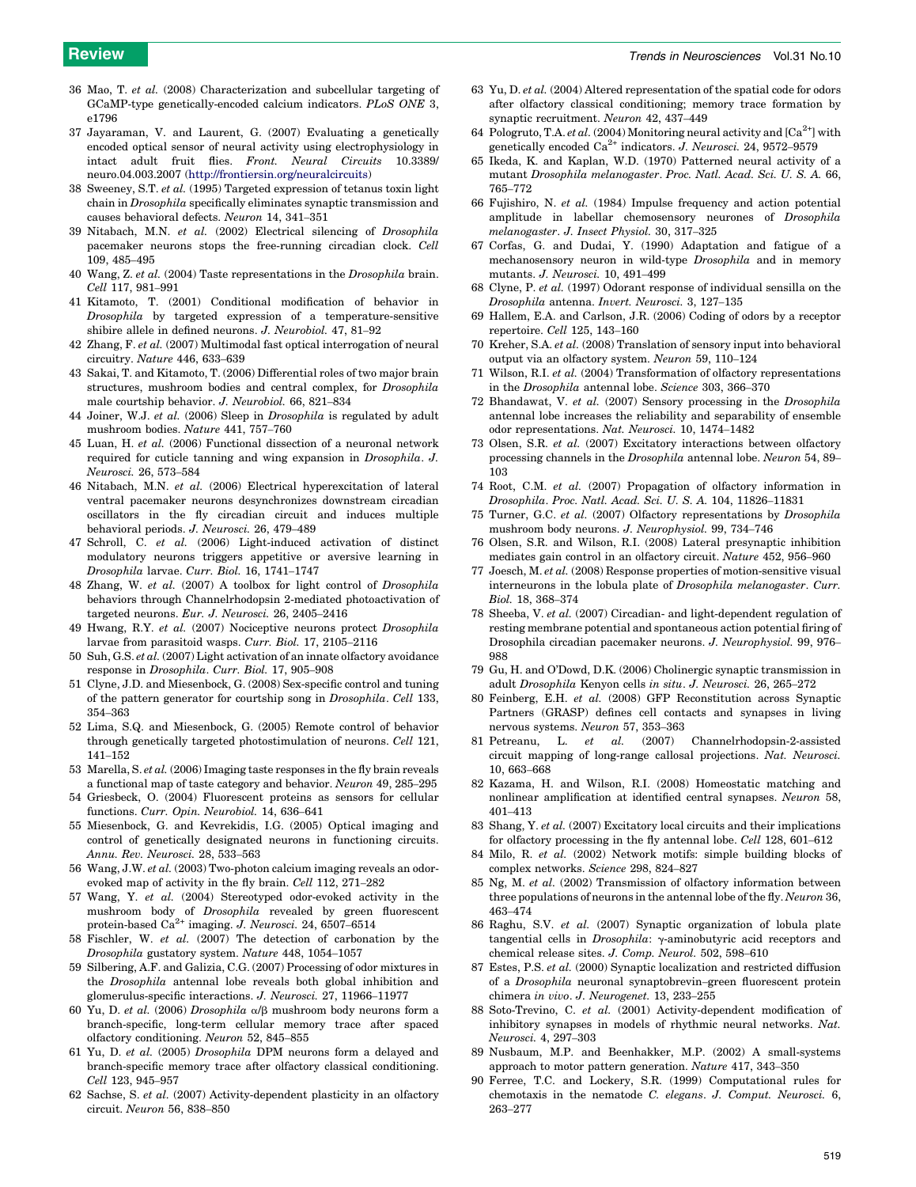36 Mao, T. *et al.* (2008) Characterization and subcellular targeting of GCaMP-type genetically-encoded calcium indicators. *PLoS ONE* 3, e1796

37 Jayaraman, V. and Laurent, G. (2007) Evaluating a genetically encoded optical sensor of neural activity using electrophysiology in intact adult fruit flies. *Front. Neural Circuits* 10.3389/neuro.04.003.2007 (http://frontiersin.org/neuralcircuits)

38 Sweeney, S.T. *et al.* (1995) Targeted expression of tetanus toxin light chain in *Drosophila* specifically eliminates synaptic transmission and causes behavioral defects. *Neuron* 14, 341–351

39 Nitabach, M.N. *et al.* (2002) Electrical silencing of *Drosophila* pacemaker neurons stops the free-running circadian clock. *Cell* 109, 485–495

40 Wang, Z. *et al.* (2004) Taste representations in the *Drosophila* brain. *Cell* 117, 981–991

41 Kitamoto, T. (2001) Conditional modification of behavior in *Drosophila* by targeted expression of a temperature-sensitive shibire allele in defined neurons. *J. Neurobiol.* 47, 81–92

42 Zhang, F. *et al.* (2007) Multimodal fast optical interrogation of neural circuitry. *Nature* 446, 633–639

43 Sakai, T. and Kitamoto, T. (2006) Differential roles of two major brain structures, mushroom bodies and central complex, for *Drosophila* male courtship behavior. *J. Neurobiol.* 66, 821–834

44 Joiner, W.J. *et al.* (2006) Sleep in *Drosophila* is regulated by adult mushroom bodies. *Nature* 441, 757–760

45 Luan, H. *et al.* (2006) Functional dissection of a neuronal network required for cuticle tanning and wing expansion in *Drosophila*. *J. Neurosci.* 26, 573–584

46 Nitabach, M.N. *et al.* (2006) Electrical hyperexcitation of lateral ventral pacemaker neurons desynchronizes downstream circadian oscillators in the fly circadian circuit and induces multiple behavioral periods. *J. Neurosci.* 26, 479–489

47 Schroll, C. *et al.* (2006) Light-induced activation of distinct modulatory neurons triggers appetitive or aversive learning in *Drosophila* larvae. *Curr. Biol.* 16, 1741–1747

48 Zhang, W. *et al.* (2007) A toolbox for light control of *Drosophila* behaviors through Channelrhodopsin 2-mediated photoactivation of targeted neurons. *Eur. J. Neurosci.* 26, 2405–2416

49 Hwang, R.Y. *et al.* (2007) Nociceptive neurons protect *Drosophila* larvae from parasitoid wasps. *Curr. Biol.* 17, 2105–2116

50 Suh, G.S. *et al.* (2007) Light activation of an innate olfactory avoidance response in *Drosophila*. *Curr. Biol.* 17, 905–908

51 Clyne, J.D. and Miesenbock, G. (2008) Sex-specific control and tuning of the pattern generator for courtship song in *Drosophila*. *Cell* 133, 354–363

52 Lima, S.Q. and Miesenbock, G. (2005) Remote control of behavior through genetically targeted photostimulation of neurons. *Cell* 121, 141–152

53 Marella, S. *et al.* (2006) Imaging taste responses in the fly brain reveals a functional map of taste category and behavior. *Neuron* 49, 285–295

54 Griesbeck, O. (2004) Fluorescent proteins as sensors for cellular functions. *Curr. Opin. Neurobiol.* 14, 636–641

55 Miesenbock, G. and Kevrekidis, I.G. (2005) Optical imaging and control of genetically designated neurons in functioning circuits. *Annu. Rev. Neurosci.* 28, 533–563

56 Wang, J.W. *et al.* (2003) Two-photon calcium imaging reveals an odor-evoked map of activity in the fly brain. *Cell* 112, 271–282

57 Wang, Y. *et al.* (2004) Stereotyped odor-evoked activity in the mushroom body of *Drosophila* revealed by green fluorescent protein-based $Ca^{2+}$ imaging. *J. Neurosci.* 24, 6507–6514

58 Fischler, W. *et al.* (2007) The detection of carbonation by the *Drosophila* gustatory system. *Nature* 448, 1054–1057

59 Silbering, A.F. and Galizia, C.G. (2007) Processing of odor mixtures in the *Drosophila* antennal lobe reveals both global inhibition and glomerulus-specific interactions. *J. Neurosci.* 27, 11966–11977

60 Yu, D. *et al.* (2006) *Drosophila* $\alpha/\beta$ mushroom body neurons form a branch-specific, long-term cellular memory trace after spaced olfactory conditioning. *Neuron* 52, 845–855

61 Yu, D. *et al.* (2005) *Drosophila* DPM neurons form a delayed and branch-specific memory trace after olfactory classical conditioning. *Cell* 123, 945–957

62 Sachse, S. *et al.* (2007) Activity-dependent plasticity in an olfactory circuit. *Neuron* 56, 838–850

63 Yu, D. *et al.* (2004) Altered representation of the spatial code for odors after olfactory classical conditioning; memory trace formation by synaptic recruitment. *Neuron* 42, 437–449

64 Pologruto, T.A. *et al.* (2004) Monitoring neural activity and $[Ca^{2+}]$ with genetically encoded $Ca^{2+}$ indicators. *J. Neurosci.* 24, 9572–9579

65 Ikeda, K. and Kaplan, W.D. (1970) Patterned neural activity of a mutant *Drosophila melanogaster*. *Proc. Natl. Acad. Sci. U. S. A.* 66, 765–772

66 Fujishiro, N. *et al.* (1984) Impulse frequency and action potential amplitude in labellar chemosensory neurones of *Drosophila melanogaster*. *J. Insect Physiol.* 30, 317–325

67 Corfas, G. and Dudai, Y. (1990) Adaptation and fatigue of a mechanosensory neuron in wild-type *Drosophila* and in memory mutants. *J. Neurosci.* 10, 491–499

68 Clyne, P. *et al.* (1997) Odorant response of individual sensilla on the *Drosophila* antenna. *Invert. Neurosci.* 3, 127–135

69 Hallem, E.A. and Carlson, J.R. (2006) Coding of odors by a receptor repertoire. *Cell* 125, 143–160

70 Kreher, S.A. *et al.* (2008) Translation of sensory input into behavioral output via an olfactory system. *Neuron* 59, 110–124

71 Wilson, R.I. *et al.* (2004) Transformation of olfactory representations in the *Drosophila* antennal lobe. *Science* 303, 366–370

72 Bhandawat, V. *et al.* (2007) Sensory processing in the *Drosophila* antennal lobe increases the reliability and separability of ensemble odor representations. *Nat. Neurosci.* 10, 1474–1482

73 Olsen, S.R. *et al.* (2007) Excitatory interactions between olfactory processing channels in the *Drosophila* antennal lobe. *Neuron* 54, 89–103

74 Root, C.M. *et al.* (2007) Propagation of olfactory information in *Drosophila*. *Proc. Natl. Acad. Sci. U. S. A.* 104, 11826–11831

75 Turner, G.C. *et al.* (2007) Olfactory representations by *Drosophila* mushroom body neurons. *J. Neurophysiol.* 99, 734–746

76 Olsen, S.R. and Wilson, R.I. (2008) Lateral presynaptic inhibition mediates gain control in an olfactory circuit. *Nature* 452, 956–960

77 Joesch, M. *et al.* (2008) Response properties of motion-sensitive visual interneurons in the lobula plate of *Drosophila melanogaster*. *Curr. Biol.* 18, 368–374

78 Sheeba, V. *et al.* (2007) Circadian- and light-dependent regulation of resting membrane potential and spontaneous action potential firing of Drosophila circadian pacemaker neurons. *J. Neurophysiol.* 99, 976–988

79 Gu, H. and O'Dowd, D.K. (2006) Cholinergic synaptic transmission in adult *Drosophila* Kenyon cells *in situ*. *J. Neurosci.* 26, 265–272

80 Feinberg, E.H. *et al.* (2008) GFP Reconstitution across Synaptic Partners (GRASP) defines cell contacts and synapses in living nervous systems. *Neuron* 57, 353–363

81 Petreanu, L. *et al.* (2007) Channelrhodopsin-2-assisted circuit mapping of long-range callosal projections. *Nat. Neurosci.* 10, 663–668

82 Kazama, H. and Wilson, R.I. (2008) Homeostatic matching and nonlinear amplification at identified central synapses. *Neuron* 58, 401–413

83 Shang, Y. *et al.* (2007) Excitatory local circuits and their implications for olfactory processing in the fly antennal lobe. *Cell* 128, 601–612

84 Milo, R. *et al.* (2002) Network motifs: simple building blocks of complex networks. *Science* 298, 824–827

85 Ng, M. *et al.* (2002) Transmission of olfactory information between three populations of neurons in the antennal lobe of the fly. *Neuron* 36, 463–474

86 Raghu, S.V. *et al.* (2007) Synaptic organization of lobula plate tangential cells in *Drosophila*: $\gamma$-aminobutyric acid receptors and chemical release sites. *J. Comp. Neurol.* 502, 598–610

87 Estes, P.S. *et al.* (2000) Synaptic localization and restricted diffusion of a *Drosophila* neuronal synaptobrevin–green fluorescent protein chimera *in vivo*. *J. Neurogenet.* 13, 233–255

88 Soto-Trevino, C. *et al.* (2001) Activity-dependent modification of inhibitory synapses in models of rhythmic neural networks. *Nat. Neurosci.* 4, 297–303

89 Nusbaum, M.P. and Beenhakker, M.P. (2002) A small-systems approach to motor pattern generation. *Nature* 417, 343–350

90 Ferree, T.C. and Lockery, S.R. (1999) Computational rules for chemotaxis in the nematode *C. elegans*. *J. Comput. Neurosci.* 6, 263–277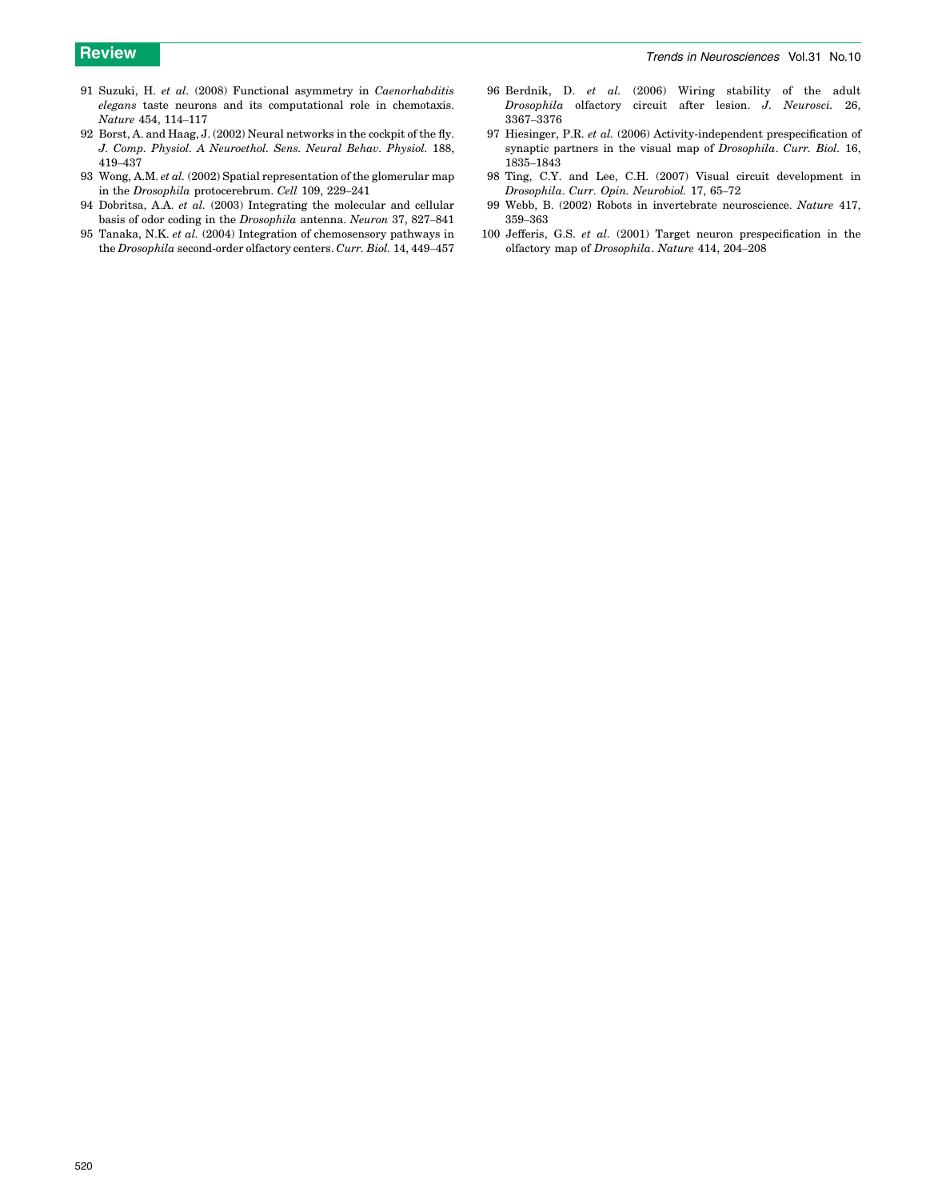91 Suzuki, H. *et al.* (2008) Functional asymmetry in *Caenorhabditis elegans* taste neurons and its computational role in chemotaxis. *Nature* 454, 114–117

92 Borst, A. and Haag, J. (2002) Neural networks in the cockpit of the fly. *J. Comp. Physiol. A Neuroethol. Sens. Neural Behav. Physiol.* 188, 419–437

93 Wong, A.M. *et al.* (2002) Spatial representation of the glomerular map in the *Drosophila* protocerebrum. *Cell* 109, 229–241

94 Dobritsa, A.A. *et al.* (2003) Integrating the molecular and cellular basis of odor coding in the *Drosophila* antenna. *Neuron* 37, 827–841

95 Tanaka, N.K. *et al.* (2004) Integration of chemosensory pathways in the *Drosophila* second-order olfactory centers. *Curr. Biol.* 14, 449–457

96 Berdnik, D. *et al.* (2006) Wiring stability of the adult *Drosophila* olfactory circuit after lesion. *J. Neurosci.* 26, 3367–3376

97 Hiesinger, P.R. *et al.* (2006) Activity-independent prespecification of synaptic partners in the visual map of *Drosophila*. *Curr. Biol.* 16, 1835–1843

98 Ting, C.Y. and Lee, C.H. (2007) Visual circuit development in *Drosophila*. *Curr. Opin. Neurobiol.* 17, 65–72

99 Webb, B. (2002) Robots in invertebrate neuroscience. *Nature* 417, 359–363

100 Jefferis, G.S. *et al.* (2001) Target neuron prespecification in the olfactory map of *Drosophila*. *Nature* 414, 204–208